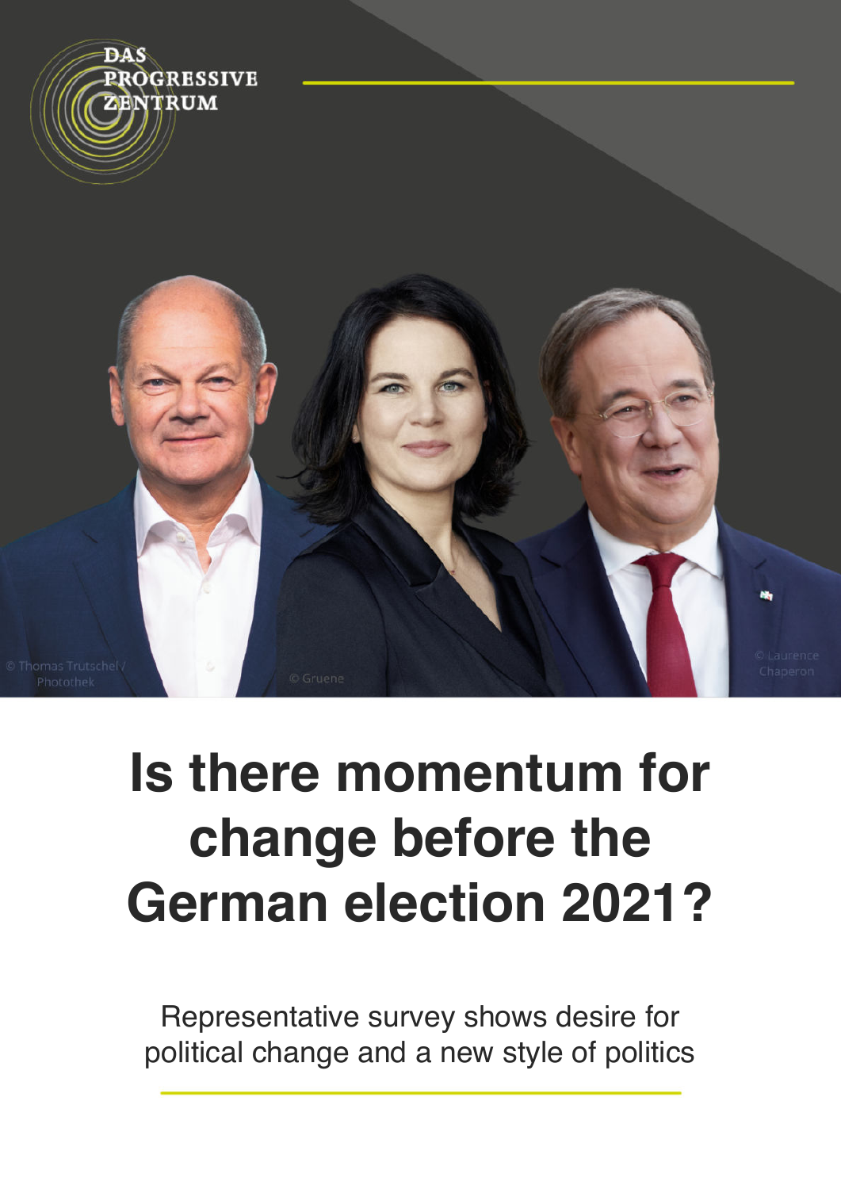DAS PROGRESSIVE ZENTRUM

© Thomas Trutschel / Photothek

© Gruene

© Laurence Chaperon

# Is there momentum for change before the German election 2021?

Representative survey shows desire for political change and a new style of politics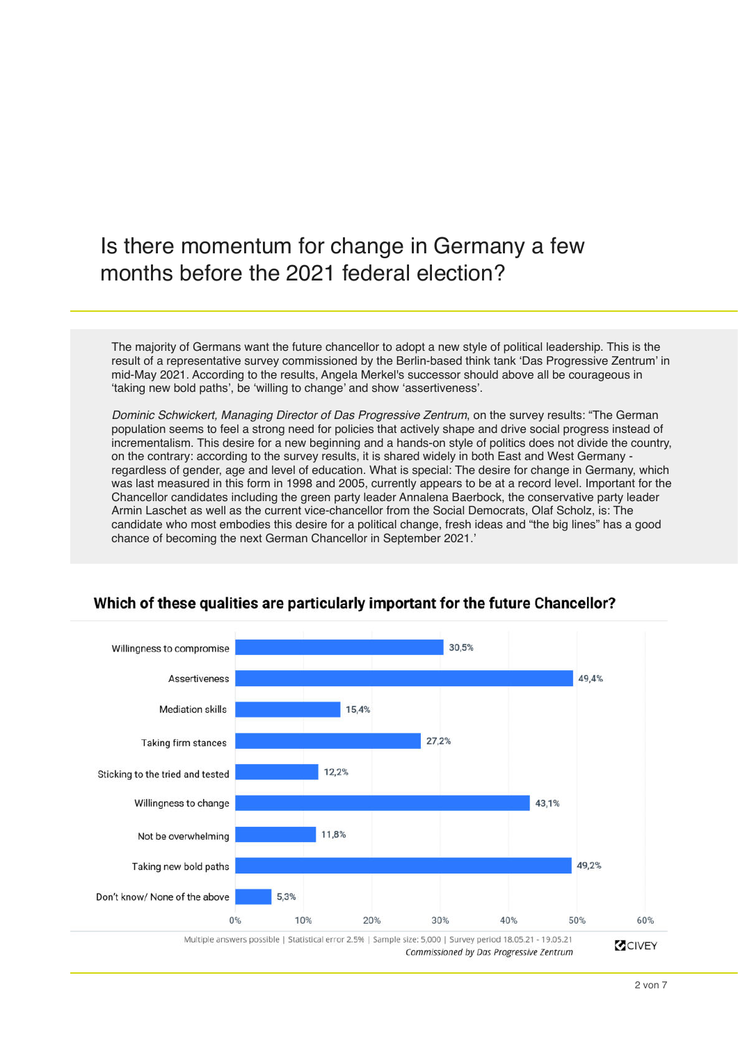# Is there momentum for change in Germany a few months before the 2021 federal election?

The majority of Germans want the future chancellor to adopt a new style of political leadership. This is the result of a representative survey commissioned by the Berlin-based think tank 'Das Progressive Zentrum' in mid-May 2021. According to the results, Angela Merkel's successor should above all be courageous in 'taking new bold paths', be 'willing to change' and show 'assertiveness'.

*Dominic Schwickert, Managing Director of Das Progressive Zentrum*, on the survey results: "The German population seems to feel a strong need for policies that actively shape and drive social progress instead of incrementalism. This desire for a new beginning and a hands-on style of politics does not divide the country, on the contrary: according to the survey results, it is shared widely in both East and West Germany - regardless of gender, age and level of education. What is special: The desire for change in Germany, which was last measured in this form in 1998 and 2005, currently appears to be at a record level. Important for the Chancellor candidates including the green party leader Annalena Baerbock, the conservative party leader Armin Laschet as well as the current vice-chancellor from the Social Democrats, Olaf Scholz, is: The candidate who most embodies this desire for a political change, fresh ideas and "the big lines" has a good chance of becoming the next German Chancellor in September 2021.'

## Which of these qualities are particularly important for the future Chancellor?

| Quality | Share |
| --- | --- |
| Willingness to compromise | 30,5% |
| Assertiveness | 49,4% |
| Mediation skills | 15,4% |
| Taking firm stances | 27,2% |
| Sticking to the tried and tested | 12,2% |
| Willingness to change | 43,1% |
| Not be overwhelming | 11,8% |
| Taking new bold paths | 49,2% |
| Don't know/ None of the above | 5,3% |

Multiple answers possible | Statistical error 2.5% | Sample size: 5,000 | Survey period 18.05.21 - 19.05.21

*Commissioned by Das Progressive Zentrum*

CIVEY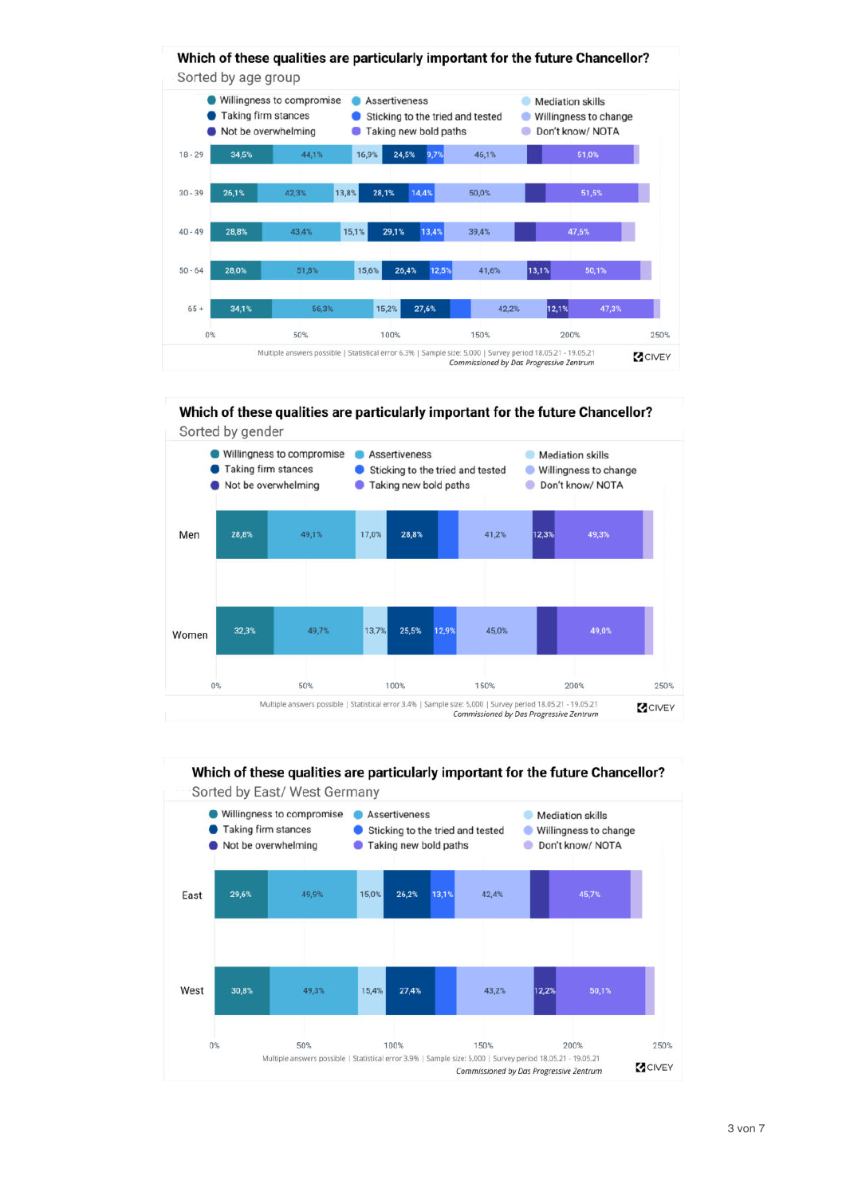## Which of these qualities are particularly important for the future Chancellor?

Sorted by age group

Legend: Willingness to compromise, Assertiveness, Mediation skills, Taking firm stances, Sticking to the tried and tested, Willingness to change, Not be overwhelming, Taking new bold paths, Don't know/ NOTA

| Age group | Willingness to compromise | Assertiveness | Mediation skills | Taking firm stances | Sticking to the tried and tested | Willingness to change | Not be overwhelming | Taking new bold paths | Don't know/ NOTA |
|---|---|---|---|---|---|---|---|---|---|
| 18 - 29 | 34,5% | 44,1% | 16,9% | 24,5% | 9,7% | 46,1% | | 51,0% | |
| 30 - 39 | 26,1% | 42,3% | 13,8% | 28,1% | 14,4% | 50,0% | | 51,5% | |
| 40 - 49 | 28,8% | 43,4% | 15,1% | 29,1% | 13,4% | 39,4% | | 47,6% | |
| 50 - 64 | 28,0% | 51,8% | 15,6% | 26,4% | 12,5% | 41,6% | 13,1% | 50,1% | |
| 65 + | 34,1% | 56,3% | 15,2% | 27,6% | | 42,2% | 12,1% | 47,3% | |

Multiple answers possible | Statistical error 6,3% | Sample size: 5.000 | Survey period 18.05.21 - 19.05.21
*Commissioned by Das Progressive Zentrum*

CIVEY

## Which of these qualities are particularly important for the future Chancellor?

Sorted by gender

| Gender | Willingness to compromise | Assertiveness | Mediation skills | Taking firm stances | Sticking to the tried and tested | Willingness to change | Not be overwhelming | Taking new bold paths | Don't know/ NOTA |
|---|---|---|---|---|---|---|---|---|---|
| Men | 28,8% | 49,1% | 17,0% | 28,8% | | 41,2% | 12,3% | 49,3% | |
| Women | 32,3% | 49,7% | 13,7% | 25,5% | 12,9% | 45,0% | | 49,0% | |

Multiple answers possible | Statistical error 3.4% | Sample size: 5,000 | Survey period 18.05.21 - 19.05.21
*Commissioned by Das Progressive Zentrum*

CIVEY

## Which of these qualities are particularly important for the future Chancellor?

Sorted by East/ West Germany

| Region | Willingness to compromise | Assertiveness | Mediation skills | Taking firm stances | Sticking to the tried and tested | Willingness to change | Not be overwhelming | Taking new bold paths | Don't know/ NOTA |
|---|---|---|---|---|---|---|---|---|---|
| East | 29,6% | 49,9% | 15,0% | 26,2% | 13,1% | 42,4% | | 45,7% | |
| West | 30,8% | 49,3% | 15,4% | 27,4% | | 43,2% | 12,2% | 50,1% | |

Multiple answers possible | Statistical error 3.9% | Sample size: 5,000 | Survey period 18.05.21 - 19.05.21
*Commissioned by Das Progressive Zentrum*

CIVEY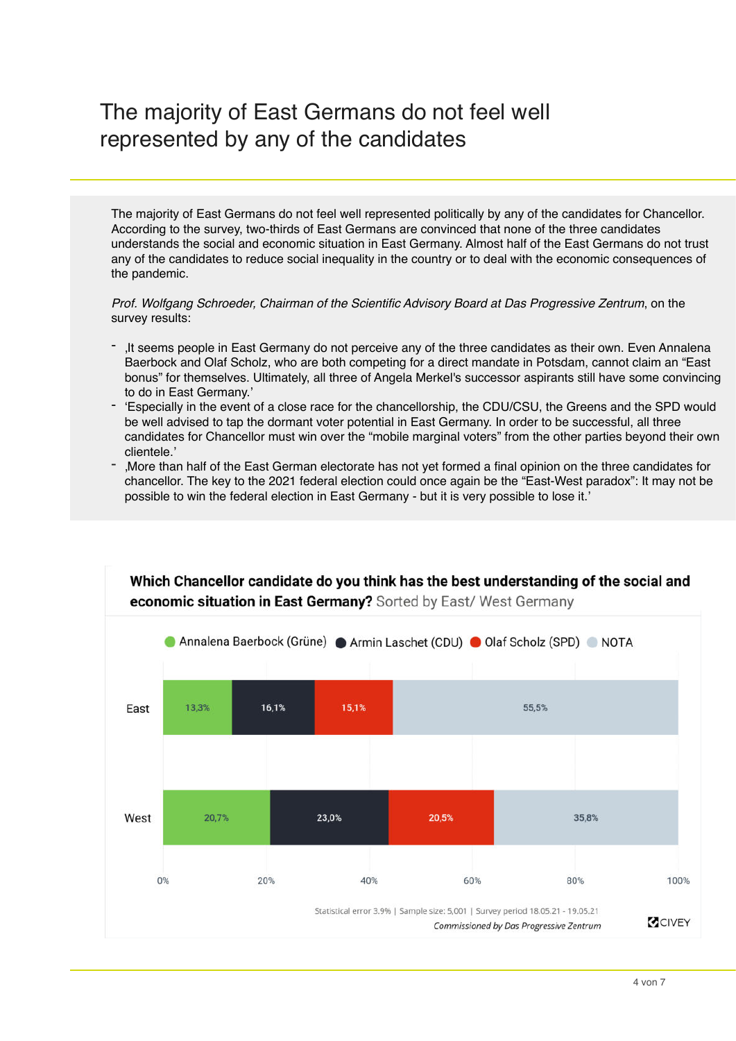# The majority of East Germans do not feel well represented by any of the candidates

The majority of East Germans do not feel well represented politically by any of the candidates for Chancellor. According to the survey, two-thirds of East Germans are convinced that none of the three candidates understands the social and economic situation in East Germany. Almost half of the East Germans do not trust any of the candidates to reduce social inequality in the country or to deal with the economic consequences of the pandemic.

*Prof. Wolfgang Schroeder, Chairman of the Scientific Advisory Board at Das Progressive Zentrum*, on the survey results:

- ‚It seems people in East Germany do not perceive any of the three candidates as their own. Even Annalena Baerbock and Olaf Scholz, who are both competing for a direct mandate in Potsdam, cannot claim an "East bonus" for themselves. Ultimately, all three of Angela Merkel's successor aspirants still have some convincing to do in East Germany.'
- 'Especially in the event of a close race for the chancellorship, the CDU/CSU, the Greens and the SPD would be well advised to tap the dormant voter potential in East Germany. In order to be successful, all three candidates for Chancellor must win over the "mobile marginal voters" from the other parties beyond their own clientele.'
- ‚More than half of the East German electorate has not yet formed a final opinion on the three candidates for chancellor. The key to the 2021 federal election could once again be the "East-West paradox": It may not be possible to win the federal election in East Germany - but it is very possible to lose it.'

**Which Chancellor candidate do you think has the best understanding of the social and economic situation in East Germany?** Sorted by East/ West Germany

| | Annalena Baerbock (Grüne) | Armin Laschet (CDU) | Olaf Scholz (SPD) | NOTA |
|---|---|---|---|---|
| East | 13,3% | 16,1% | 15,1% | 55,5% |
| West | 20,7% | 23,0% | 20,5% | 35,8% |

Statistical error 3.9% | Sample size: 5,001 | Survey period 18.05.21 - 19.05.21

*Commissioned by Das Progressive Zentrum*

CIVEY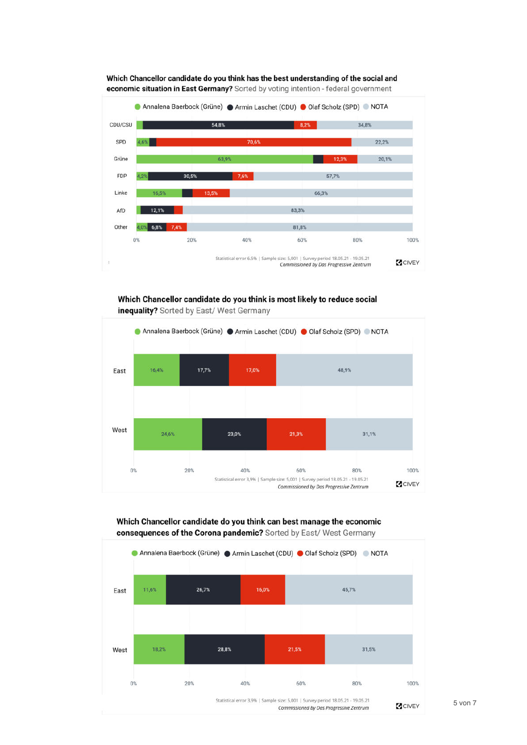**Which Chancellor candidate do you think has the best understanding of the social and economic situation in East Germany?** Sorted by voting intention - federal government

| | Annalena Baerbock (Grüne) | Armin Laschet (CDU) | Olaf Scholz (SPD) | NOTA |
|---|---|---|---|---|
| CDU/CSU | | 54,8% | 8,2% | 34,8% |
| SPD | 4,6% | | 70,6% | 22,2% |
| Grüne | 63,9% | | 12,3% | 20,1% |
| FDP | 4,2% | 30,5% | 7,6% | 57,7% |
| Linke | 16,5% | | 13,5% | 66,3% |
| AfD | | 12,1% | | 83,3% |
| Other | 4,0% | 6,8% | 7,4% | 81,8% |

Statistical error 6,5% | Sample size: 5,001 | Survey period 18.05.21 - 19.05.21
*Commissioned by Das Progressive Zentrum*

CIVEY

**Which Chancellor candidate do you think is most likely to reduce social inequality?** Sorted by East/ West Germany

| | Annalena Baerbock (Grüne) | Armin Laschet (CDU) | Olaf Scholz (SPD) | NOTA |
|---|---|---|---|---|
| East | 16,4% | 17,7% | 17,0% | 48,9% |
| West | 24,6% | 23,0% | 21,3% | 31,1% |

Statistical error 3,9% | Sample size: 5,001 | Survey period 18.05.21 - 19.05.21
*Commissioned by Das Progressive Zentrum*

CIVEY

**Which Chancellor candidate do you think can best manage the economic consequences of the Corona pandemic?** Sorted by East/ West Germany

| | Annalena Baerbock (Grüne) | Armin Laschet (CDU) | Olaf Scholz (SPD) | NOTA |
|---|---|---|---|---|
| East | 11,6% | 26,7% | 16,0% | 45,7% |
| West | 18,2% | 28,8% | 21,5% | 31,5% |

Statistical error 3,9% | Sample size: 5,001 | Survey period 18.05.21 - 19.05.21
*Commissioned by Das Progressive Zentrum*

CIVEY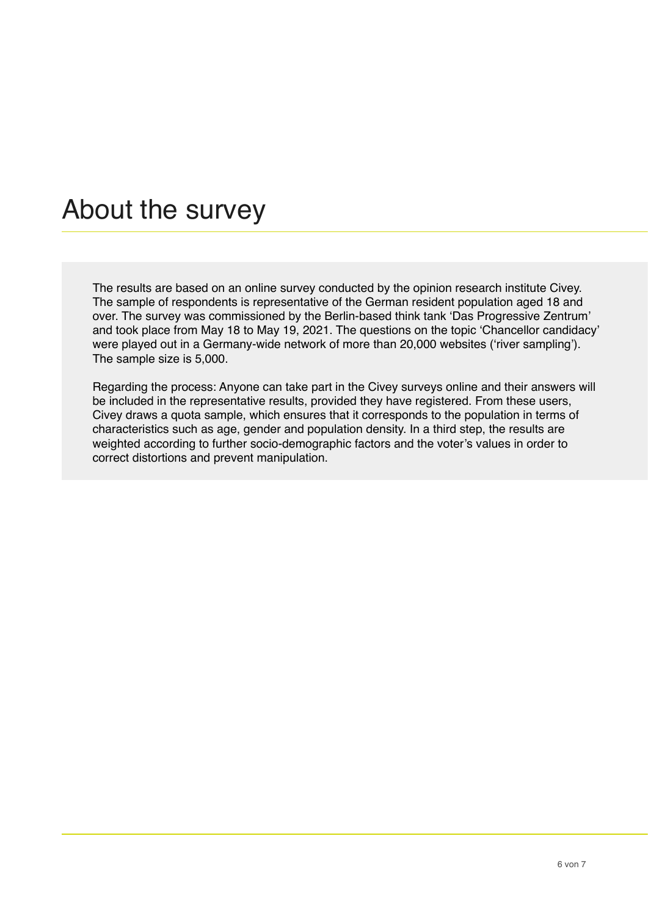# About the survey

The results are based on an online survey conducted by the opinion research institute Civey. The sample of respondents is representative of the German resident population aged 18 and over. The survey was commissioned by the Berlin-based think tank 'Das Progressive Zentrum' and took place from May 18 to May 19, 2021. The questions on the topic 'Chancellor candidacy' were played out in a Germany-wide network of more than 20,000 websites ('river sampling'). The sample size is 5,000.

Regarding the process: Anyone can take part in the Civey surveys online and their answers will be included in the representative results, provided they have registered. From these users, Civey draws a quota sample, which ensures that it corresponds to the population in terms of characteristics such as age, gender and population density. In a third step, the results are weighted according to further socio-demographic factors and the voter's values in order to correct distortions and prevent manipulation.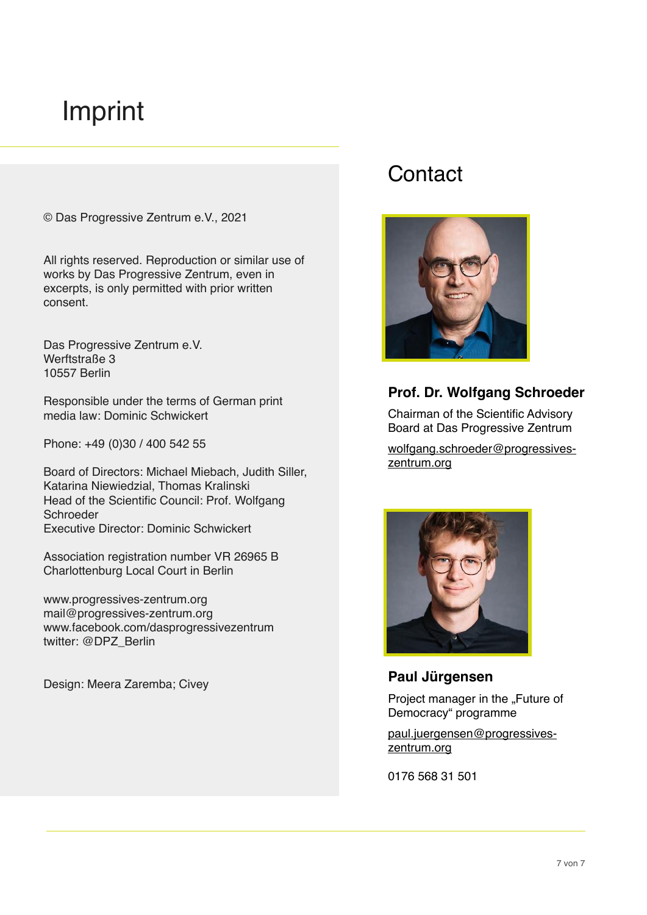# Imprint

© Das Progressive Zentrum e.V., 2021

All rights reserved. Reproduction or similar use of works by Das Progressive Zentrum, even in excerpts, is only permitted with prior written consent.

Das Progressive Zentrum e.V.
Werftstraße 3
10557 Berlin

Responsible under the terms of German print media law: Dominic Schwickert

Phone: +49 (0)30 / 400 542 55

Board of Directors: Michael Miebach, Judith Siller, Katarina Niewiedzial, Thomas Kralinski
Head of the Scientific Council: Prof. Wolfgang Schroeder
Executive Director: Dominic Schwickert

Association registration number VR 26965 B
Charlottenburg Local Court in Berlin

www.progressives-zentrum.org
mail@progressives-zentrum.org
www.facebook.com/dasprogressivezentrum
twitter: @DPZ_Berlin

Design: Meera Zaremba; Civey

# Contact

**Prof. Dr. Wolfgang Schroeder**

Chairman of the Scientific Advisory Board at Das Progressive Zentrum

wolfgang.schroeder@progressives-zentrum.org

**Paul Jürgensen**

Project manager in the „Future of Democracy“ programme

paul.juergensen@progressives-zentrum.org

0176 568 31 501